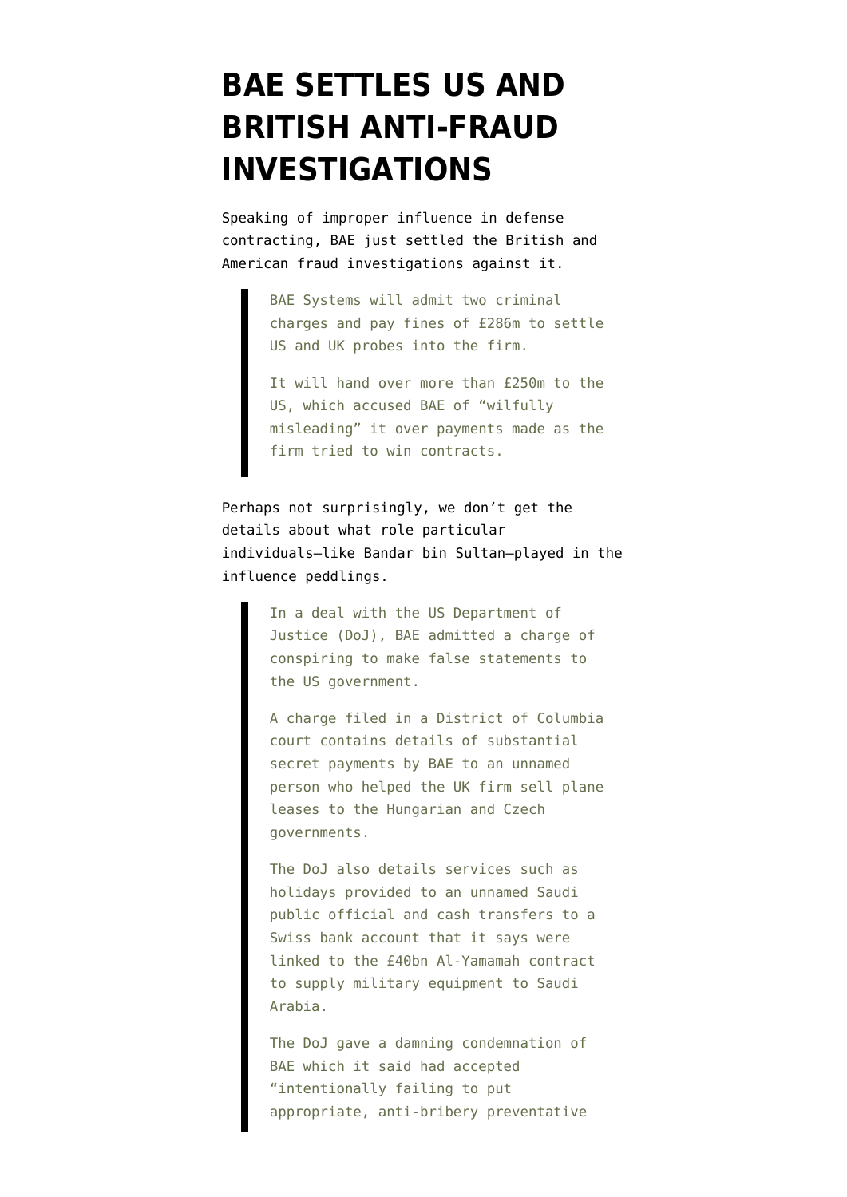# BAE SETTLES US AND BRITISH ANTI-FRAUD INVESTIGATIONS

Speaking of improper influence in defense contracting, BAE just settled the British and American fraud investigations against it.

> BAE Systems will admit two criminal charges and pay fines of £286m to settle US and UK probes into the firm.
>
> It will hand over more than £250m to the US, which accused BAE of "wilfully misleading" it over payments made as the firm tried to win contracts.

Perhaps not surprisingly, we don't get the details about what role particular individuals–like Bandar bin Sultan–played in the influence peddlings.

> In a deal with the US Department of Justice (DoJ), BAE admitted a charge of conspiring to make false statements to the US government.
>
> A charge filed in a District of Columbia court contains details of substantial secret payments by BAE to an unnamed person who helped the UK firm sell plane leases to the Hungarian and Czech governments.
>
> The DoJ also details services such as holidays provided to an unnamed Saudi public official and cash transfers to a Swiss bank account that it says were linked to the £40bn Al-Yamamah contract to supply military equipment to Saudi Arabia.
>
> The DoJ gave a damning condemnation of BAE which it said had accepted "intentionally failing to put appropriate, anti-bribery preventative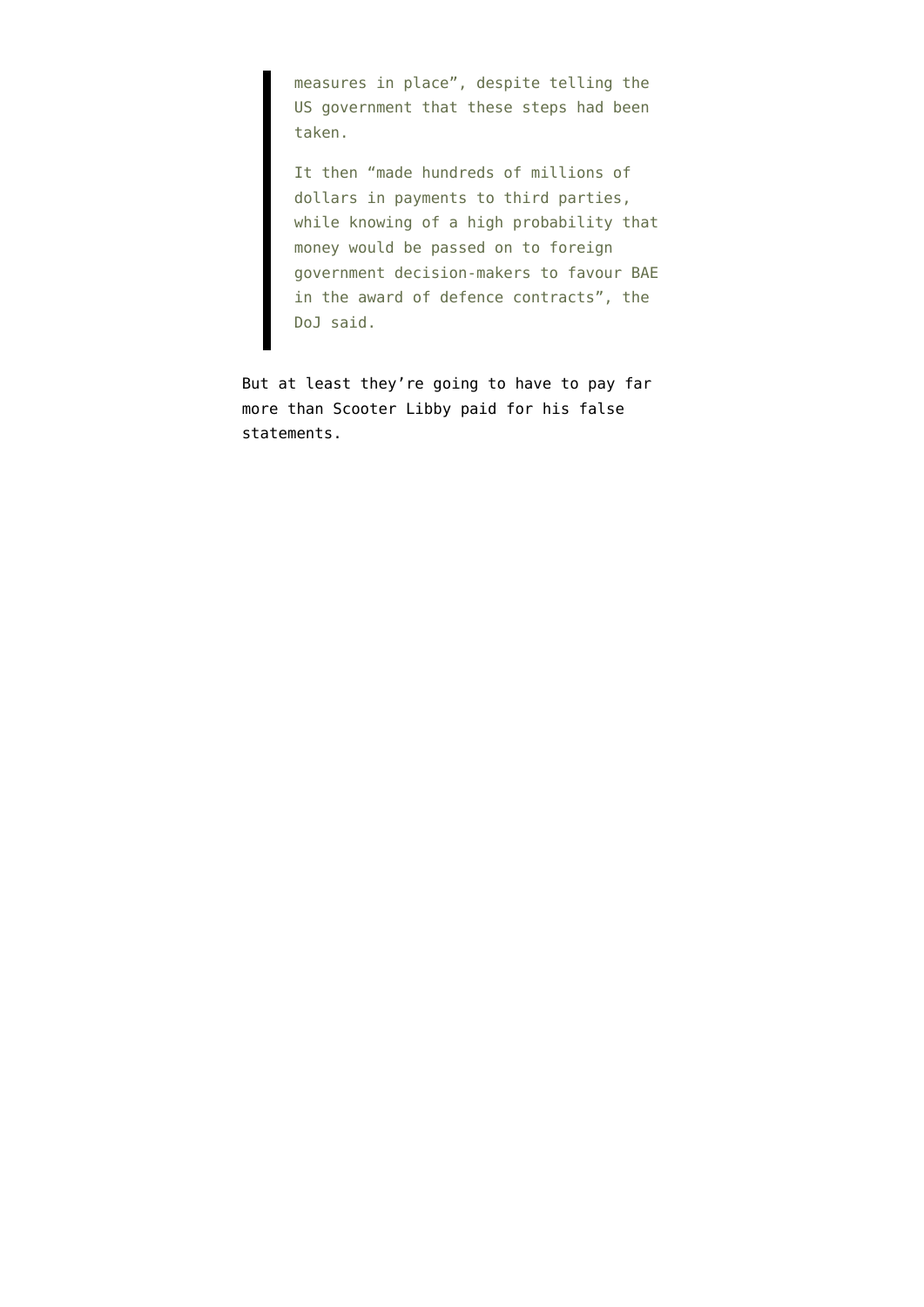> measures in place”, despite telling the US government that these steps had been taken.
>
> It then “made hundreds of millions of dollars in payments to third parties, while knowing of a high probability that money would be passed on to foreign government decision-makers to favour BAE in the award of defence contracts”, the DoJ said.

But at least they’re going to have to pay far more than Scooter Libby paid for his false statements.